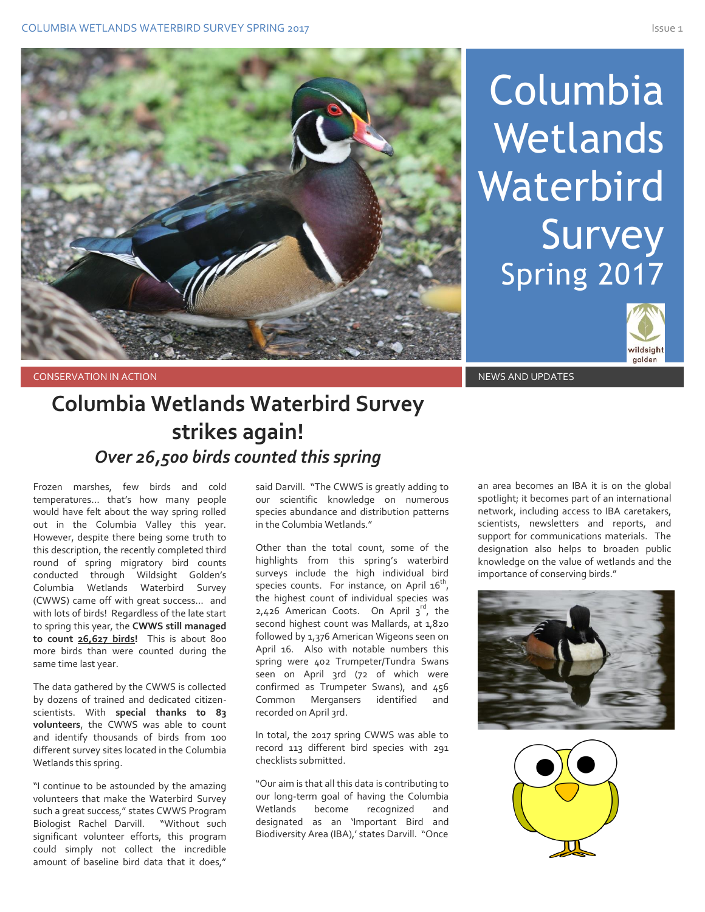# Columbia Wetlands Waterbird Survey Spring 2017

wildsight golden

CONSERVATION IN ACTION

NEWS AND UPDATES

## Columbia Wetlands Waterbird Survey strikes again!

### *Over 26,500 birds counted this spring*

Frozen marshes, few birds and cold temperatures… that's how many people would have felt about the way spring rolled out in the Columbia Valley this year. However, despite there being some truth to this description, the recently completed third round of spring migratory bird counts conducted through Wildsight Golden's Columbia Wetlands Waterbird Survey (CWWS) came off with great success… and with lots of birds! Regardless of the late start to spring this year, the **CWWS still managed to count <u>26,627 birds</u>!** This is about 800 more birds than were counted during the same time last year.

The data gathered by the CWWS is collected by dozens of trained and dedicated citizen-scientists. With **special thanks to 83 volunteers**, the CWWS was able to count and identify thousands of birds from 100 different survey sites located in the Columbia Wetlands this spring.

"I continue to be astounded by the amazing volunteers that make the Waterbird Survey such a great success," states CWWS Program Biologist Rachel Darvill. "Without such significant volunteer efforts, this program could simply not collect the incredible amount of baseline bird data that it does," said Darvill. "The CWWS is greatly adding to our scientific knowledge on numerous species abundance and distribution patterns in the Columbia Wetlands."

Other than the total count, some of the highlights from this spring's waterbird surveys include the high individual bird species counts. For instance, on April 16th, the highest count of individual species was 2,426 American Coots. On April 3rd, the second highest count was Mallards, at 1,820 followed by 1,376 American Wigeons seen on April 16. Also with notable numbers this spring were 402 Trumpeter/Tundra Swans seen on April 3rd (72 of which were confirmed as Trumpeter Swans), and 456 Common Mergansers identified and recorded on April 3rd.

In total, the 2017 spring CWWS was able to record 113 different bird species with 291 checklists submitted.

"Our aim is that all this data is contributing to our long-term goal of having the Columbia Wetlands become recognized and designated as an 'Important Bird and Biodiversity Area (IBA),' states Darvill. "Once an area becomes an IBA it is on the global spotlight; it becomes part of an international network, including access to IBA caretakers, scientists, newsletters and reports, and support for communications materials. The designation also helps to broaden public knowledge on the value of wetlands and the importance of conserving birds."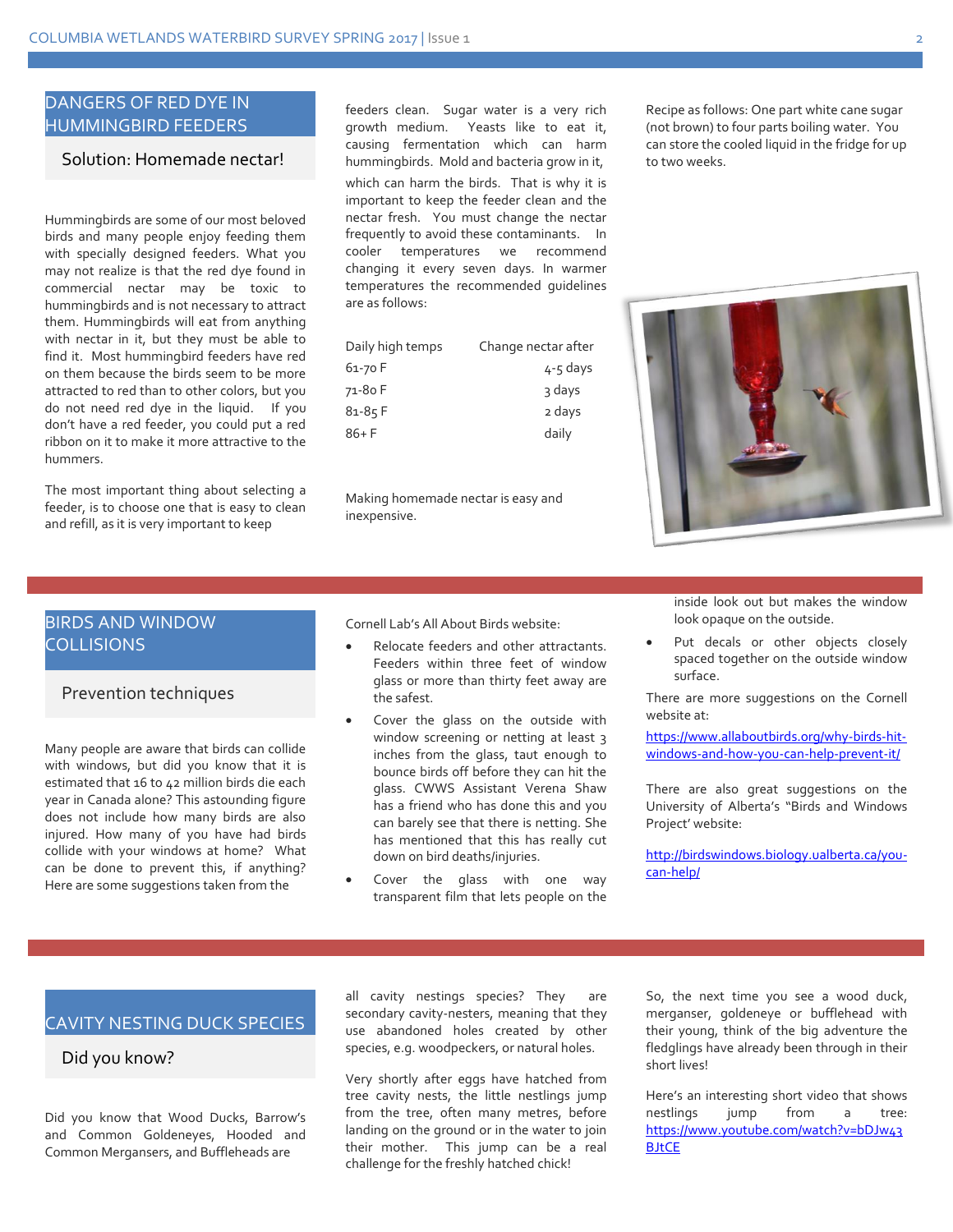## DANGERS OF RED DYE IN HUMMINGBIRD FEEDERS

### Solution: Homemade nectar!

Hummingbirds are some of our most beloved birds and many people enjoy feeding them with specially designed feeders. What you may not realize is that the red dye found in commercial nectar may be toxic to hummingbirds and is not necessary to attract them. Hummingbirds will eat from anything with nectar in it, but they must be able to find it. Most hummingbird feeders have red on them because the birds seem to be more attracted to red than to other colors, but you do not need red dye in the liquid. If you don't have a red feeder, you could put a red ribbon on it to make it more attractive to the hummers.

The most important thing about selecting a feeder, is to choose one that is easy to clean and refill, as it is very important to keep feeders clean. Sugar water is a very rich growth medium. Yeasts like to eat it, causing fermentation which can harm hummingbirds. Mold and bacteria grow in it, which can harm the birds. That is why it is important to keep the feeder clean and the nectar fresh. You must change the nectar frequently to avoid these contaminants. In cooler temperatures we recommend changing it every seven days. In warmer temperatures the recommended guidelines are as follows:

| Daily high temps | Change nectar after |
|---|---|
| 61-70 F | 4-5 days |
| 71-80 F | 3 days |
| 81-85 F | 2 days |
| 86+ F | daily |

Making homemade nectar is easy and inexpensive.

Recipe as follows: One part white cane sugar (not brown) to four parts boiling water. You can store the cooled liquid in the fridge for up to two weeks.

## BIRDS AND WINDOW COLLISIONS

### Prevention techniques

Many people are aware that birds can collide with windows, but did you know that it is estimated that 16 to 42 million birds die each year in Canada alone? This astounding figure does not include how many birds are also injured. How many of you have had birds collide with your windows at home? What can be done to prevent this, if anything? Here are some suggestions taken from the Cornell Lab's All About Birds website:

- Relocate feeders and other attractants. Feeders within three feet of window glass or more than thirty feet away are the safest.
- Cover the glass on the outside with window screening or netting at least 3 inches from the glass, taut enough to bounce birds off before they can hit the glass. CWWS Assistant Verena Shaw has a friend who has done this and you can barely see that there is netting. She has mentioned that this has really cut down on bird deaths/injuries.
- Cover the glass with one way transparent film that lets people on the inside look out but makes the window look opaque on the outside.
- Put decals or other objects closely spaced together on the outside window surface.

There are more suggestions on the Cornell website at:

https://www.allaboutbirds.org/why-birds-hit-windows-and-how-you-can-help-prevent-it/

There are also great suggestions on the University of Alberta's "Birds and Windows Project' website:

http://birdswindows.biology.ualberta.ca/you-can-help/

## CAVITY NESTING DUCK SPECIES

### Did you know?

Did you know that Wood Ducks, Barrow's and Common Goldeneyes, Hooded and Common Mergansers, and Buffleheads are all cavity nestings species? They are secondary cavity-nesters, meaning that they use abandoned holes created by other species, e.g. woodpeckers, or natural holes.

Very shortly after eggs have hatched from tree cavity nests, the little nestlings jump from the tree, often many metres, before landing on the ground or in the water to join their mother. This jump can be a real challenge for the freshly hatched chick!

So, the next time you see a wood duck, merganser, goldeneye or bufflehead with their young, think of the big adventure the fledglings have already been through in their short lives!

Here's an interesting short video that shows nestlings jump from a tree: https://www.youtube.com/watch?v=bDJw43BJtCE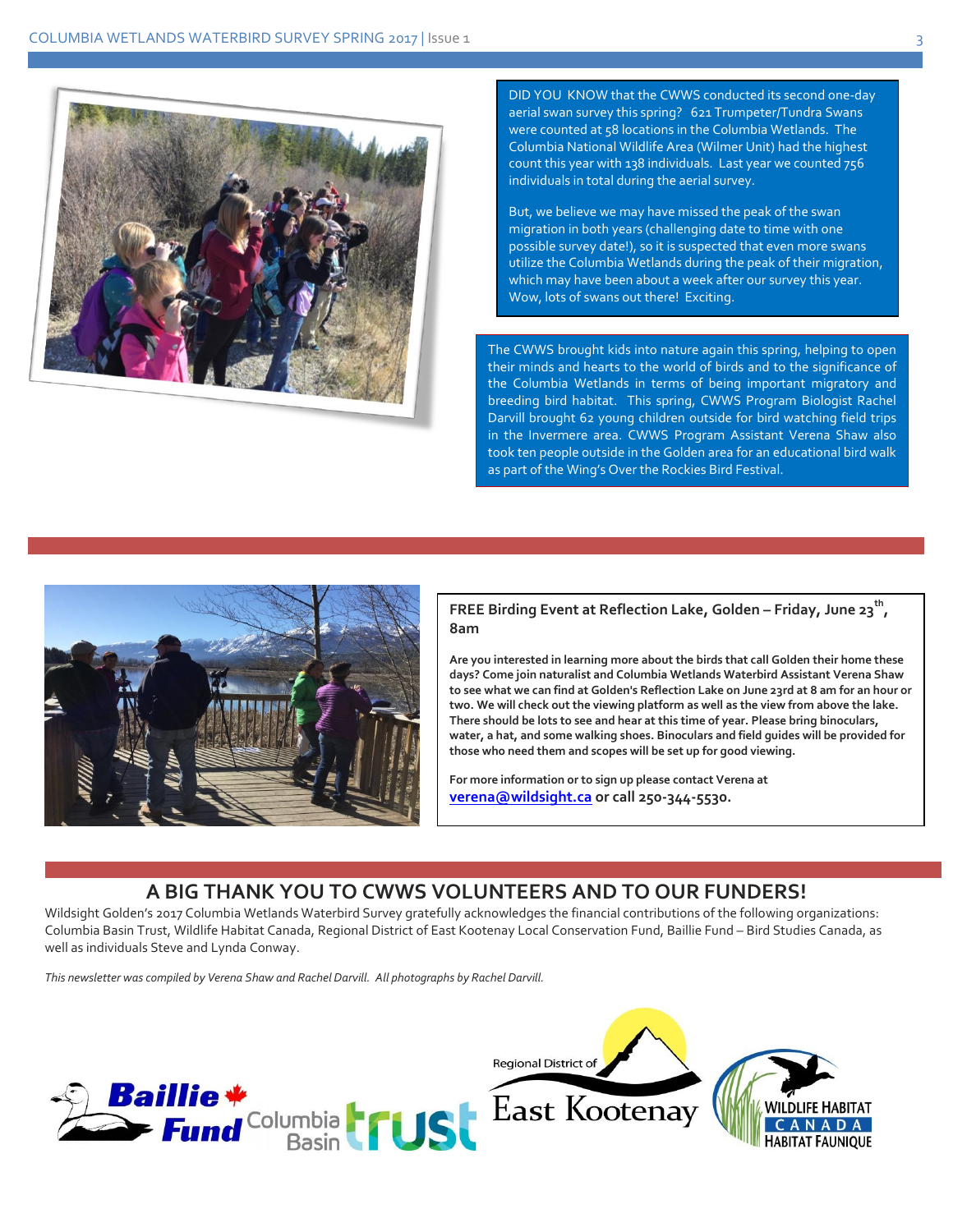DID YOU KNOW that the CWWS conducted its second one-day aerial swan survey this spring? 621 Trumpeter/Tundra Swans were counted at 58 locations in the Columbia Wetlands. The Columbia National Wildlife Area (Wilmer Unit) had the highest count this year with 138 individuals. Last year we counted 756 individuals in total during the aerial survey.

But, we believe we may have missed the peak of the swan migration in both years (challenging date to time with one possible survey date!), so it is suspected that even more swans utilize the Columbia Wetlands during the peak of their migration, which may have been about a week after our survey this year. Wow, lots of swans out there! Exciting.

The CWWS brought kids into nature again this spring, helping to open their minds and hearts to the world of birds and to the significance of the Columbia Wetlands in terms of being important migratory and breeding bird habitat. This spring, CWWS Program Biologist Rachel Darvill brought 62 young children outside for bird watching field trips in the Invermere area. CWWS Program Assistant Verena Shaw also took ten people outside in the Golden area for an educational bird walk as part of the Wing's Over the Rockies Bird Festival.

### FREE Birding Event at Reflection Lake, Golden – Friday, June 23th, 8am

**Are you interested in learning more about the birds that call Golden their home these days? Come join naturalist and Columbia Wetlands Waterbird Assistant Verena Shaw to see what we can find at Golden's Reflection Lake on June 23rd at 8 am for an hour or two. We will check out the viewing platform as well as the view from above the lake. There should be lots to see and hear at this time of year. Please bring binoculars, water, a hat, and some walking shoes. Binoculars and field guides will be provided for those who need them and scopes will be set up for good viewing.**

**For more information or to sign up please contact Verena at verena@wildsight.ca or call 250-344-5530.**

## A BIG THANK YOU TO CWWS VOLUNTEERS AND TO OUR FUNDERS!

Wildsight Golden's 2017 Columbia Wetlands Waterbird Survey gratefully acknowledges the financial contributions of the following organizations: Columbia Basin Trust, Wildlife Habitat Canada, Regional District of East Kootenay Local Conservation Fund, Baillie Fund – Bird Studies Canada, as well as individuals Steve and Lynda Conway.

*This newsletter was compiled by Verena Shaw and Rachel Darvill. All photographs by Rachel Darvill.*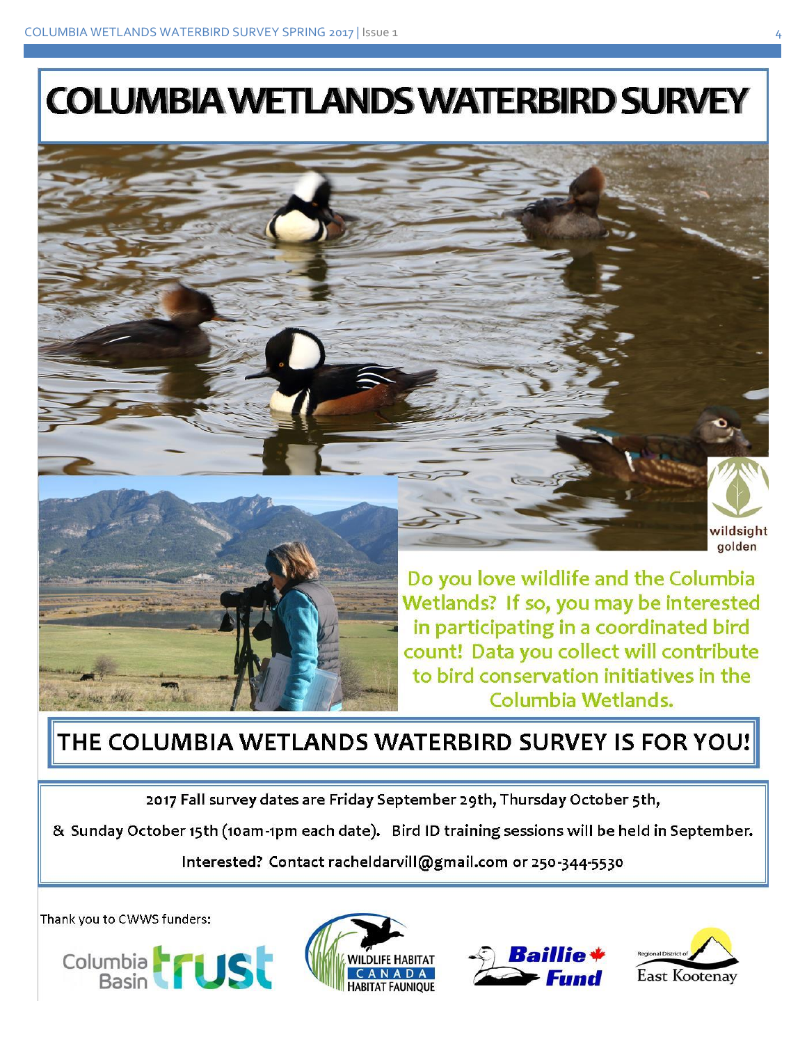# COLUMBIA WETLANDS WATERBIRD SURVEY

wildsight golden

Do you love wildlife and the Columbia Wetlands? If so, you may be interested in participating in a coordinated bird count! Data you collect will contribute to bird conservation initiatives in the Columbia Wetlands.

## THE COLUMBIA WETLANDS WATERBIRD SURVEY IS FOR YOU!

2017 Fall survey dates are Friday September 29th, Thursday October 5th, & Sunday October 15th (10am-1pm each date). Bird ID training sessions will be held in September.

Interested? Contact racheldarvill@gmail.com or 250-344-5530

Thank you to CWWS funders:

Columbia Basin trust

Wildlife Habitat Canada / Habitat Faunique

Baillie Fund

Regional District of East Kootenay